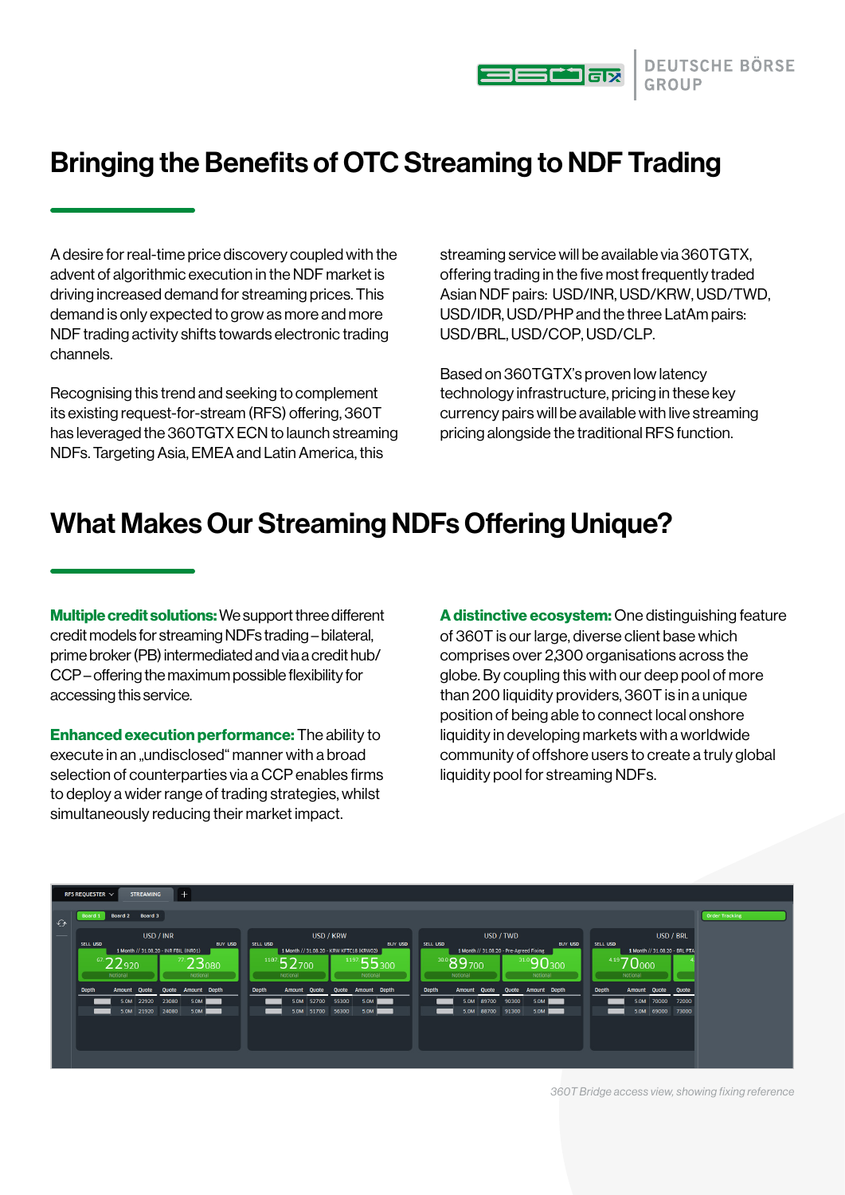# Bringing the Benefits of OTC Streaming to NDF Trading

A desire for real-time price discovery coupled with the advent of algorithmic execution in the NDF market is driving increased demand for streaming prices. This demand is only expected to grow as more and more NDF trading activity shifts towards electronic trading channels.

Recognising this trend and seeking to complement its existing request-for-stream (RFS) offering, 360T has leveraged the 360TGTX ECN to launch streaming NDFs. Targeting Asia, EMEA and Latin America, this streaming service will be available via 360TGTX, offering trading in the five most frequently traded Asian NDF pairs: USD/INR, USD/KRW, USD/TWD, USD/IDR, USD/PHP and the three LatAm pairs: USD/BRL, USD/COP, USD/CLP.

Based on 360TGTX's proven low latency technology infrastructure, pricing in these key currency pairs will be available with live streaming pricing alongside the traditional RFS function.

# What Makes Our Streaming NDFs Offering Unique?

**Multiple credit solutions:** We support three different credit models for streaming NDFs trading – bilateral, prime broker (PB) intermediated and via a credit hub/ CCP – offering the maximum possible flexibility for accessing this service.

**Enhanced execution performance:** The ability to execute in an „undisclosed" manner with a broad selection of counterparties via a CCP enables firms to deploy a wider range of trading strategies, whilst simultaneously reducing their market impact.

**A distinctive ecosystem:** One distinguishing feature of 360T is our large, diverse client base which comprises over 2,300 organisations across the globe. By coupling this with our deep pool of more than 200 liquidity providers, 360T is in a unique position of being able to connect local onshore liquidity in developing markets with a worldwide community of offshore users to create a truly global liquidity pool for streaming NDFs.

*360T Bridge access view, showing fixing reference*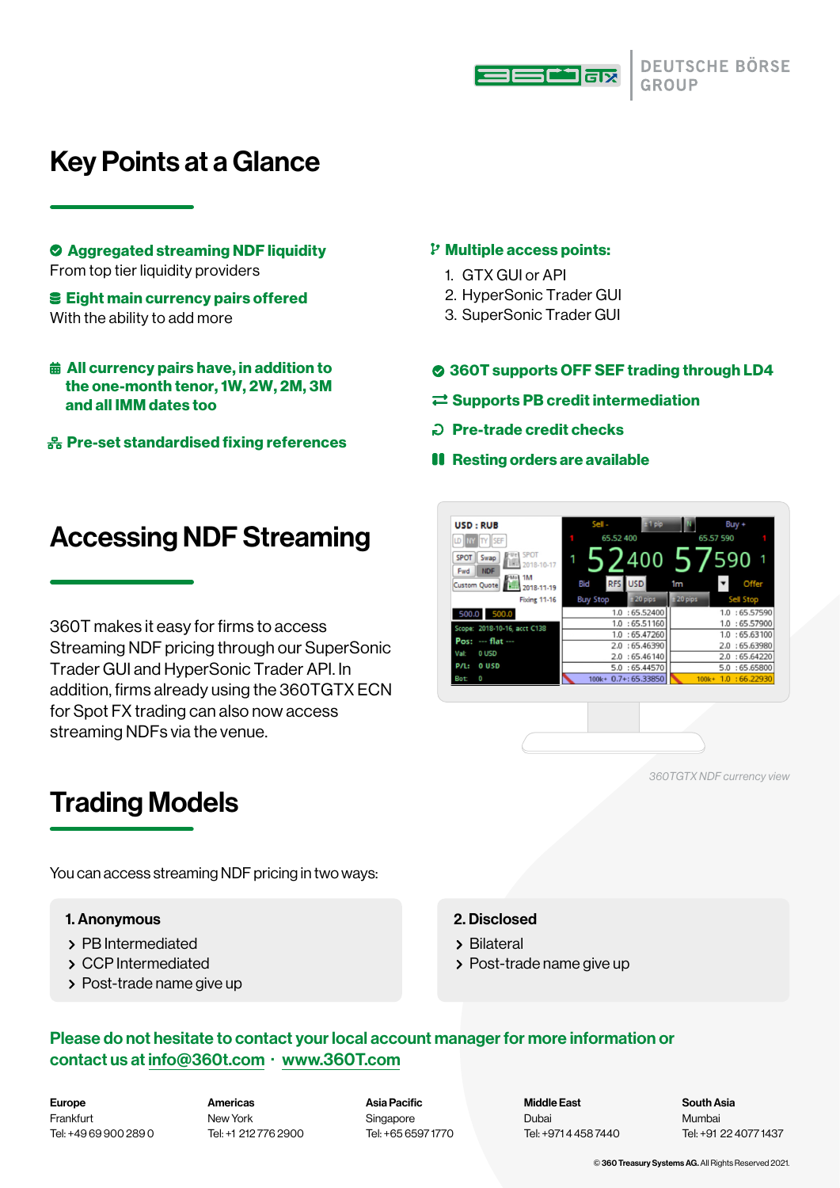## Key Points at a Glance

**Aggregated streaming NDF liquidity**
From top tier liquidity providers

**Eight main currency pairs offered**
With the ability to add more

**All currency pairs have, in addition to the one-month tenor, 1W, 2W, 2M, 3M and all IMM dates too**

**Pre-set standardised fixing references**

**Multiple access points:**

1. GTX GUI or API
2. HyperSonic Trader GUI
3. SuperSonic Trader GUI

**360T supports OFF SEF trading through LD4**

**Supports PB credit intermediation**

**Pre-trade credit checks**

**Resting orders are available**

## Accessing NDF Streaming

360T makes it easy for firms to access Streaming NDF pricing through our SuperSonic Trader GUI and HyperSonic Trader API. In addition, firms already using the 360TGTX ECN for Spot FX trading can also now access streaming NDFs via the venue.

*360TGTX NDF currency view*

## Trading Models

You can access streaming NDF pricing in two ways:

**1. Anonymous**
- PB Intermediated
- CCP Intermediated
- Post-trade name give up

**2. Disclosed**
- Bilateral
- Post-trade name give up

**Please do not hesitate to contact your local account manager for more information or contact us at info@360t.com · www.360T.com**

| Europe | Americas | Asia Pacific | Middle East | South Asia |
|---|---|---|---|---|
| Frankfurt | New York | Singapore | Dubai | Mumbai |
| Tel: +49 69 900 289 0 | Tel: +1 212 776 2900 | Tel: +65 6597 1770 | Tel: +971 4 458 7440 | Tel: +91 22 4077 1437 |

© 360 Treasury Systems AG. All Rights Reserved 2021.